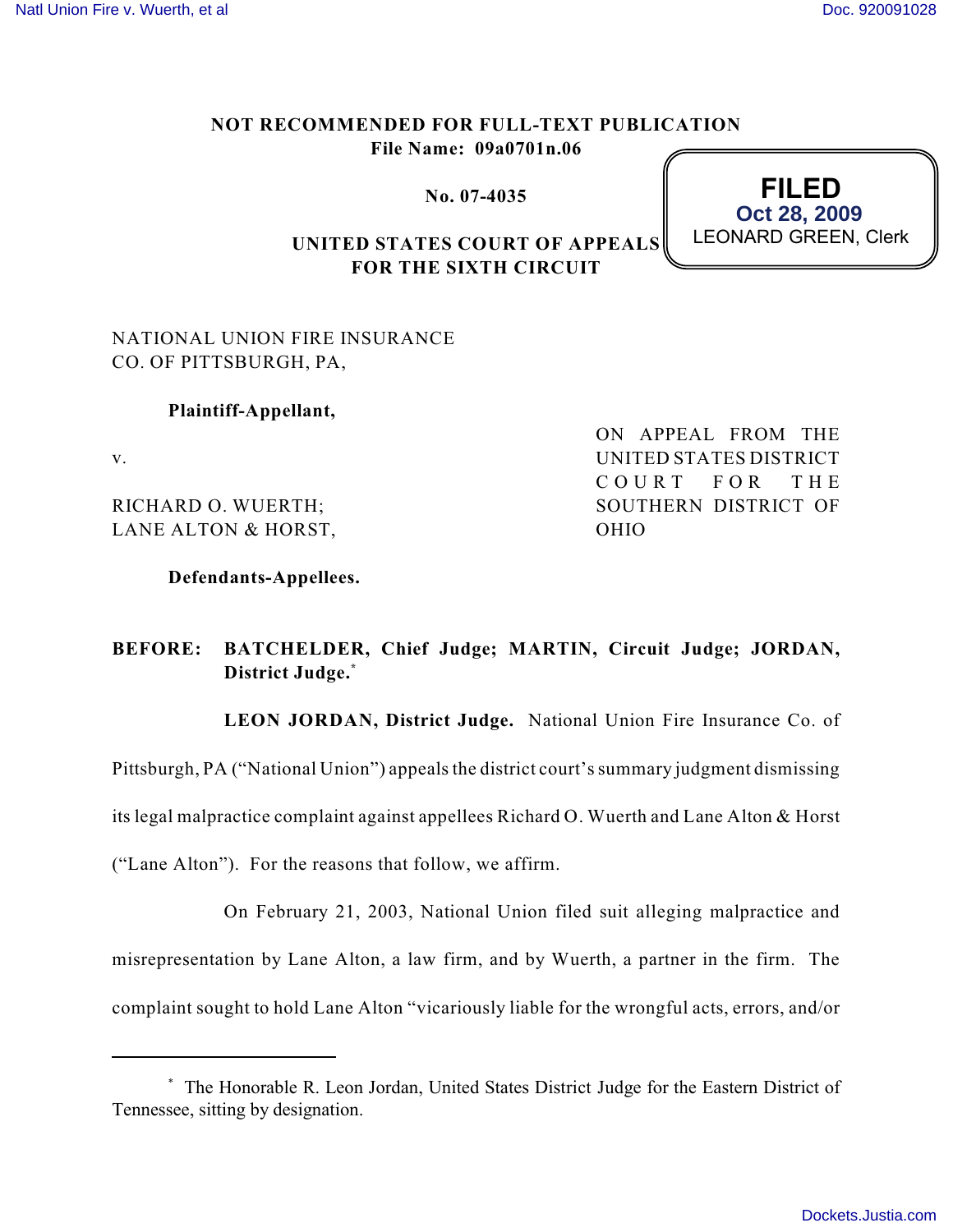NOT RECOMMENDED FOR FULL-TEXT PUBLICATION
File Name: 09a0701n.06

No. 07-4035

**FILED**
**Oct 28, 2009**
LEONARD GREEN, Clerk

UNITED STATES COURT OF APPEALS
FOR THE SIXTH CIRCUIT

NATIONAL UNION FIRE INSURANCE CO. OF PITTSBURGH, PA,

**Plaintiff-Appellant,**

v.

RICHARD O. WUERTH; LANE ALTON & HORST,

**Defendants-Appellees.**

ON APPEAL FROM THE UNITED STATES DISTRICT COURT FOR THE SOUTHERN DISTRICT OF OHIO

**BEFORE: BATCHELDER, Chief Judge; MARTIN, Circuit Judge; JORDAN, District Judge.**[*]

**LEON JORDAN, District Judge.** National Union Fire Insurance Co. of Pittsburgh, PA ("National Union") appeals the district court's summary judgment dismissing its legal malpractice complaint against appellees Richard O. Wuerth and Lane Alton & Horst ("Lane Alton"). For the reasons that follow, we affirm.

On February 21, 2003, National Union filed suit alleging malpractice and misrepresentation by Lane Alton, a law firm, and by Wuerth, a partner in the firm. The complaint sought to hold Lane Alton "vicariously liable for the wrongful acts, errors, and/or

---

[*] The Honorable R. Leon Jordan, United States District Judge for the Eastern District of Tennessee, sitting by designation.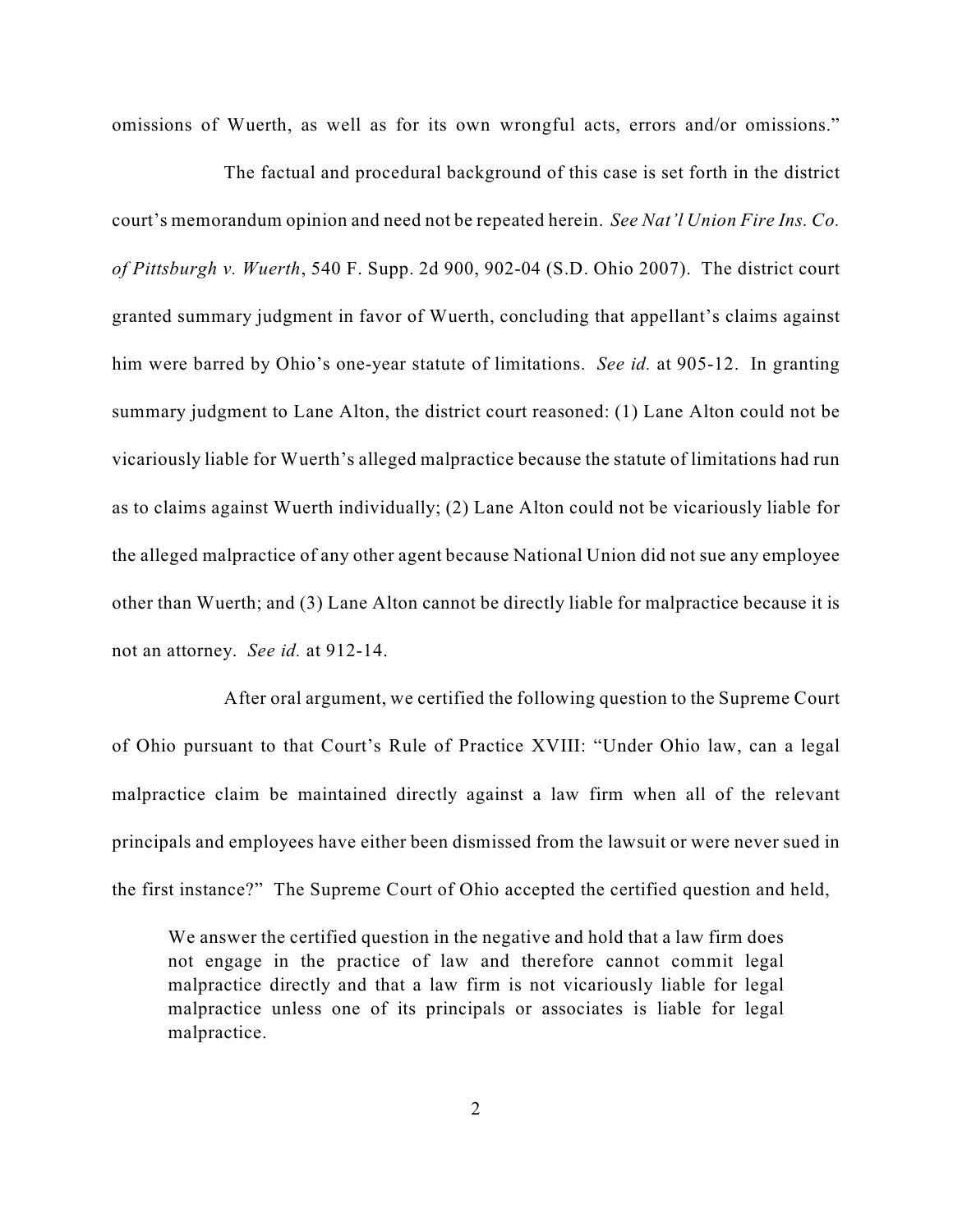omissions of Wuerth, as well as for its own wrongful acts, errors and/or omissions."

The factual and procedural background of this case is set forth in the district court's memorandum opinion and need not be repeated herein. *See Nat'l Union Fire Ins. Co. of Pittsburgh v. Wuerth*, 540 F. Supp. 2d 900, 902-04 (S.D. Ohio 2007). The district court granted summary judgment in favor of Wuerth, concluding that appellant's claims against him were barred by Ohio's one-year statute of limitations. *See id.* at 905-12. In granting summary judgment to Lane Alton, the district court reasoned: (1) Lane Alton could not be vicariously liable for Wuerth's alleged malpractice because the statute of limitations had run as to claims against Wuerth individually; (2) Lane Alton could not be vicariously liable for the alleged malpractice of any other agent because National Union did not sue any employee other than Wuerth; and (3) Lane Alton cannot be directly liable for malpractice because it is not an attorney. *See id.* at 912-14.

After oral argument, we certified the following question to the Supreme Court of Ohio pursuant to that Court's Rule of Practice XVIII: "Under Ohio law, can a legal malpractice claim be maintained directly against a law firm when all of the relevant principals and employees have either been dismissed from the lawsuit or were never sued in the first instance?" The Supreme Court of Ohio accepted the certified question and held,

> We answer the certified question in the negative and hold that a law firm does not engage in the practice of law and therefore cannot commit legal malpractice directly and that a law firm is not vicariously liable for legal malpractice unless one of its principals or associates is liable for legal malpractice.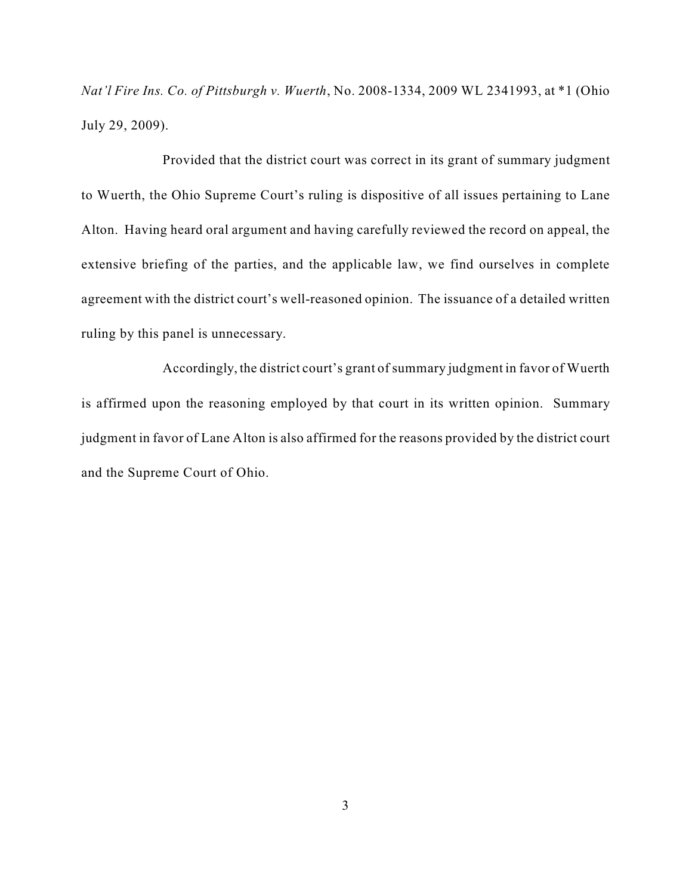*Nat'l Fire Ins. Co. of Pittsburgh v. Wuerth*, No. 2008-1334, 2009 WL 2341993, at *1 (Ohio July 29, 2009).

Provided that the district court was correct in its grant of summary judgment to Wuerth, the Ohio Supreme Court's ruling is dispositive of all issues pertaining to Lane Alton. Having heard oral argument and having carefully reviewed the record on appeal, the extensive briefing of the parties, and the applicable law, we find ourselves in complete agreement with the district court's well-reasoned opinion. The issuance of a detailed written ruling by this panel is unnecessary.

Accordingly, the district court's grant of summary judgment in favor of Wuerth is affirmed upon the reasoning employed by that court in its written opinion. Summary judgment in favor of Lane Alton is also affirmed for the reasons provided by the district court and the Supreme Court of Ohio.